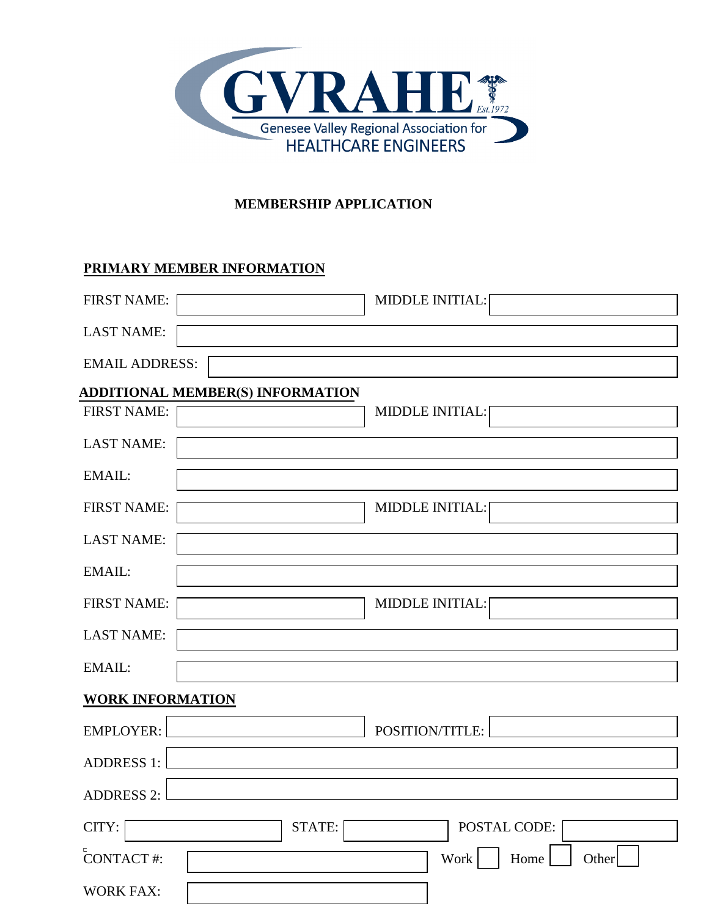GVRAHE

Est.1972

Genesee Valley Regional Association for HEALTHCARE ENGINEERS

# MEMBERSHIP APPLICATION

## PRIMARY MEMBER INFORMATION

FIRST NAME: ____________ MIDDLE INITIAL: ____________

LAST NAME: ____________

EMAIL ADDRESS: ____________

## ADDITIONAL MEMBER(S) INFORMATION

FIRST NAME: ____________ MIDDLE INITIAL: ____________

LAST NAME: ____________

EMAIL: ____________

FIRST NAME: ____________ MIDDLE INITIAL: ____________

LAST NAME: ____________

EMAIL: ____________

FIRST NAME: ____________ MIDDLE INITIAL: ____________

LAST NAME: ____________

EMAIL: ____________

## WORK INFORMATION

EMPLOYER: ____________ POSITION/TITLE: ____________

ADDRESS 1: ____________

ADDRESS 2: ____________

CITY: ____________ STATE: ____________ POSTAL CODE: ____________

CONTACT #: ____________ Work ☐ Home ☐ Other ☐

WORK FAX: ____________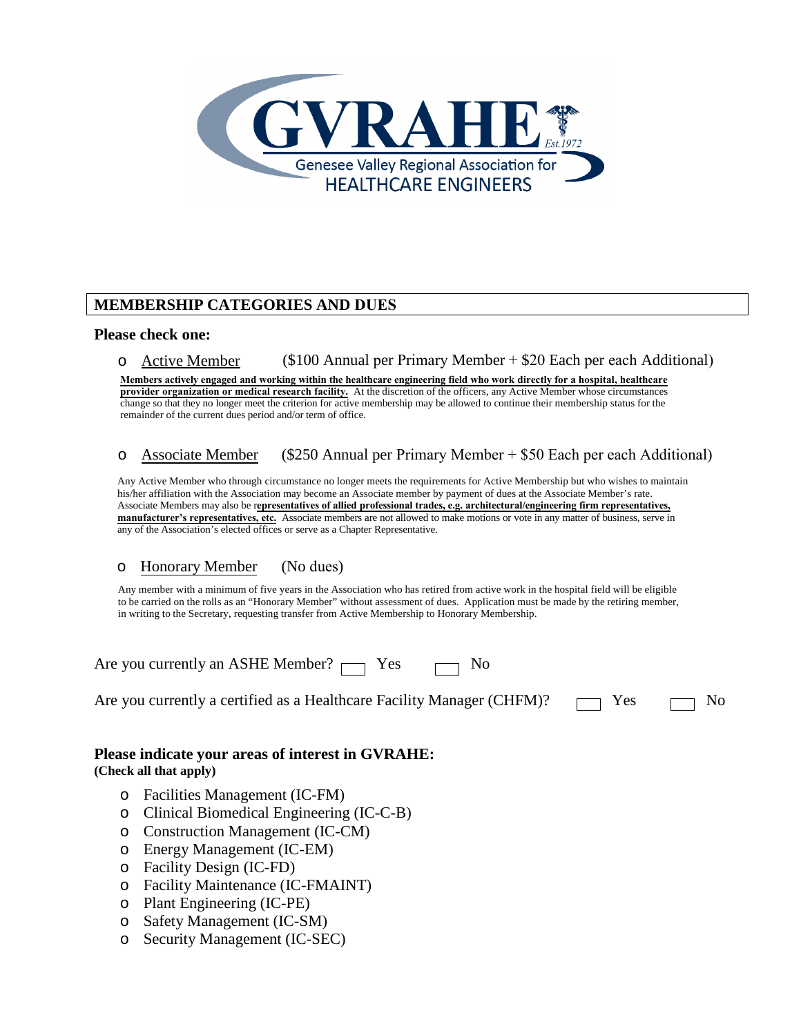GVRAHE Est.1972

Genesee Valley Regional Association for HEALTHCARE ENGINEERS

## MEMBERSHIP CATEGORIES AND DUES

**Please check one:**

- Active Member ($100 Annual per Primary Member + $20 Each per each Additional)

  **Members actively engaged and working within the healthcare engineering field who work directly for a hospital, healthcare provider organization or medical research facility.** At the discretion of the officers, any Active Member whose circumstances change so that they no longer meet the criterion for active membership may be allowed to continue their membership status for the remainder of the current dues period and/or term of office.

- Associate Member ($250 Annual per Primary Member + $50 Each per each Additional)

  Any Active Member who through circumstance no longer meets the requirements for Active Membership but who wishes to maintain his/her affiliation with the Association may become an Associate member by payment of dues at the Associate Member's rate. Associate Members may also be r**epresentatives of allied professional trades, e.g. architectural/engineering firm representatives, manufacturer's representatives, etc.** Associate members are not allowed to make motions or vote in any matter of business, serve in any of the Association's elected offices or serve as a Chapter Representative.

- Honorary Member (No dues)

  Any member with a minimum of five years in the Association who has retired from active work in the hospital field will be eligible to be carried on the rolls as an "Honorary Member" without assessment of dues. Application must be made by the retiring member, in writing to the Secretary, requesting transfer from Active Membership to Honorary Membership.

Are you currently an ASHE Member? ☐ Yes ☐ No

Are you currently a certified as a Healthcare Facility Manager (CHFM)? ☐ Yes ☐ No

### Please indicate your areas of interest in GVRAHE:

**(Check all that apply)**

- Facilities Management (IC-FM)
- Clinical Biomedical Engineering (IC-C-B)
- Construction Management (IC-CM)
- Energy Management (IC-EM)
- Facility Design (IC-FD)
- Facility Maintenance (IC-FMAINT)
- Plant Engineering (IC-PE)
- Safety Management (IC-SM)
- Security Management (IC-SEC)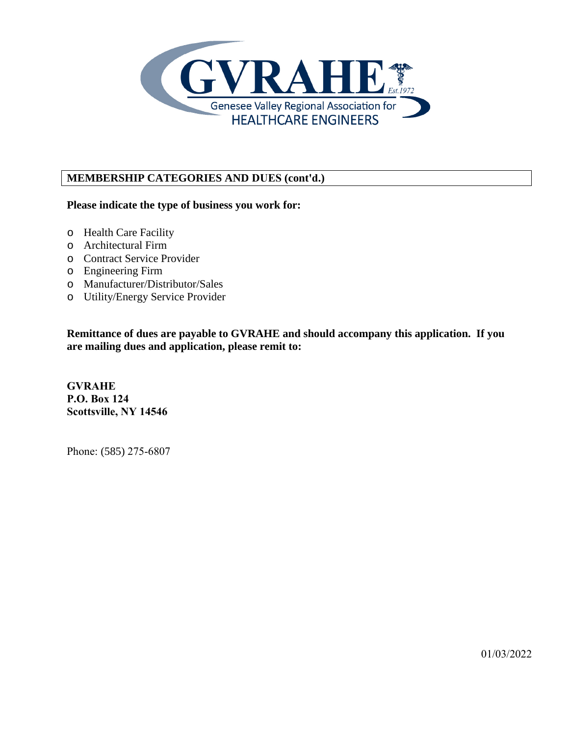GVRAHE

Est.1972

Genesee Valley Regional Association for HEALTHCARE ENGINEERS

## MEMBERSHIP CATEGORIES AND DUES (cont'd.)

**Please indicate the type of business you work for:**

- Health Care Facility
- Architectural Firm
- Contract Service Provider
- Engineering Firm
- Manufacturer/Distributor/Sales
- Utility/Energy Service Provider

**Remittance of dues are payable to GVRAHE and should accompany this application. If you are mailing dues and application, please remit to:**

**GVRAHE**
**P.O. Box 124**
**Scottsville, NY 14546**

Phone: (585) 275-6807

01/03/2022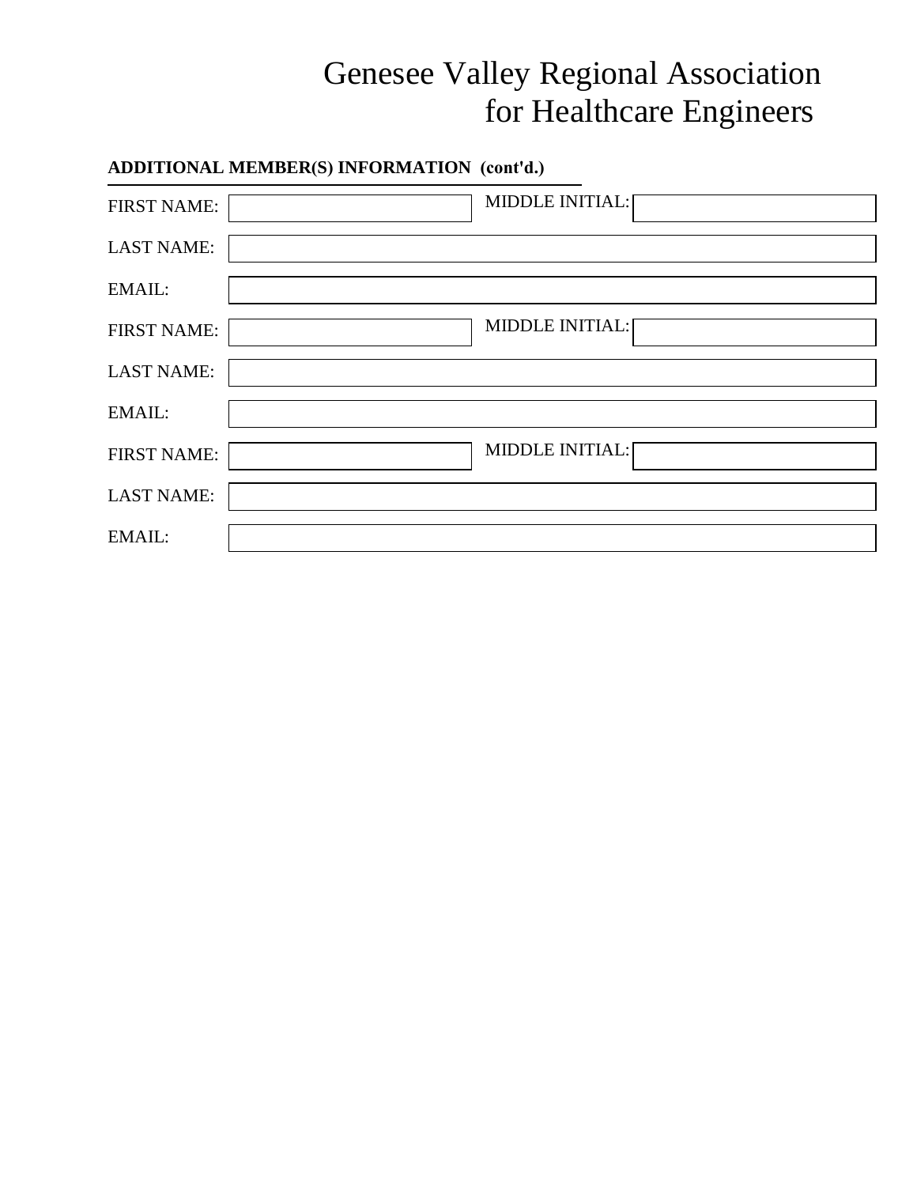# Genesee Valley Regional Association for Healthcare Engineers

**ADDITIONAL MEMBER(S) INFORMATION (cont'd.)**

FIRST NAME: MIDDLE INITIAL:

LAST NAME:

EMAIL:

FIRST NAME: MIDDLE INITIAL:

LAST NAME:

EMAIL:

FIRST NAME: MIDDLE INITIAL:

LAST NAME:

EMAIL: